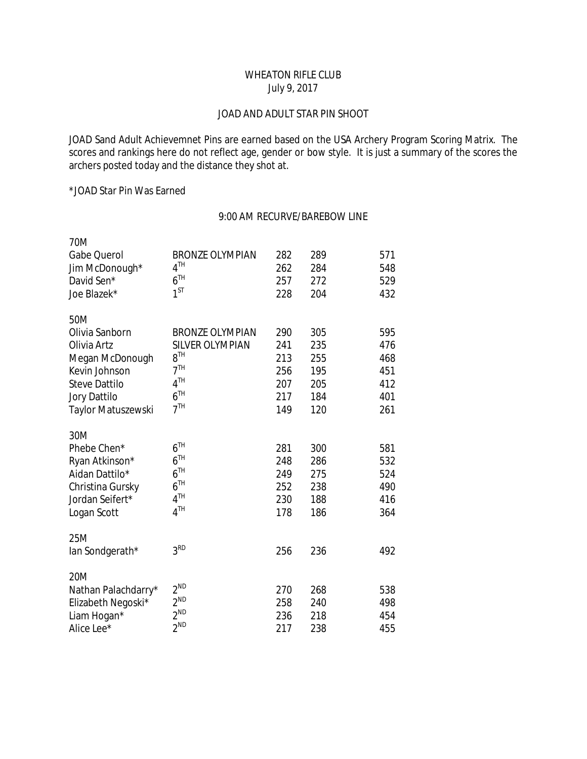WHEATON RIFLE CLUB
July 9, 2017

JOAD AND ADULT STAR PIN SHOOT

JOAD Sand Adult Achievemnet Pins are earned based on the USA Archery Program Scoring Matrix. The scores and rankings here do not reflect age, gender or bow style. It is just a summary of the scores the archers posted today and the distance they shot at.

*JOAD Star Pin Was Earned

9:00 AM RECURVE/BAREBOW LINE

| | | | | |
|---|---|---|---|---|
| **70M** | | | | |
| Gabe Querol | BRONZE OLYMPIAN | 282 | 289 | 571 |
| Jim McDonough* | 4TH | 262 | 284 | 548 |
| David Sen* | 6TH | 257 | 272 | 529 |
| Joe Blazek* | 1ST | 228 | 204 | 432 |
| **50M** | | | | |
| Olivia Sanborn | BRONZE OLYMPIAN | 290 | 305 | 595 |
| Olivia Artz | SILVER OLYMPIAN | 241 | 235 | 476 |
| Megan McDonough | 8TH | 213 | 255 | 468 |
| Kevin Johnson | 7TH | 256 | 195 | 451 |
| Steve Dattilo | 4TH | 207 | 205 | 412 |
| Jory Dattilo | 6TH | 217 | 184 | 401 |
| Taylor Matuszewski | 7TH | 149 | 120 | 261 |
| **30M** | | | | |
| Phebe Chen* | 6TH | 281 | 300 | 581 |
| Ryan Atkinson* | 6TH | 248 | 286 | 532 |
| Aidan Dattilo* | 6TH | 249 | 275 | 524 |
| Christina Gursky | 6TH | 252 | 238 | 490 |
| Jordan Seifert* | 4TH | 230 | 188 | 416 |
| Logan Scott | 4TH | 178 | 186 | 364 |
| **25M** | | | | |
| Ian Sondgerath* | 3RD | 256 | 236 | 492 |
| **20M** | | | | |
| Nathan Palachdarry* | 2ND | 270 | 268 | 538 |
| Elizabeth Negoski* | 2ND | 258 | 240 | 498 |
| Liam Hogan* | 2ND | 236 | 218 | 454 |
| Alice Lee* | 2ND | 217 | 238 | 455 |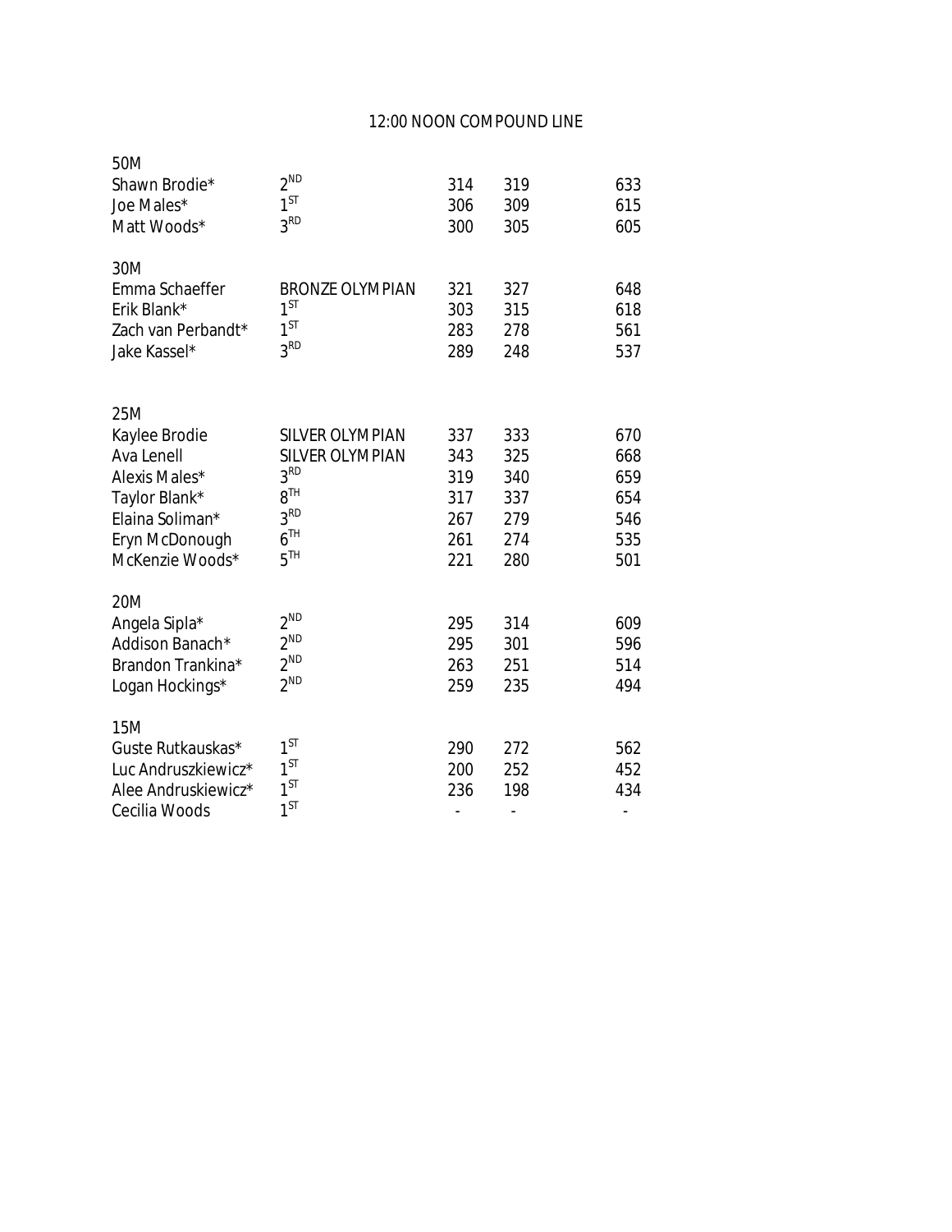## 12:00 NOON COMPOUND LINE

| | | | | |
|---|---|---|---|---|
| **50M** | | | | |
| Shawn Brodie* | 2ND | 314 | 319 | 633 |
| Joe Males* | 1ST | 306 | 309 | 615 |
| Matt Woods* | 3RD | 300 | 305 | 605 |
| **30M** | | | | |
| Emma Schaeffer | BRONZE OLYMPIAN | 321 | 327 | 648 |
| Erik Blank* | 1ST | 303 | 315 | 618 |
| Zach van Perbandt* | 1ST | 283 | 278 | 561 |
| Jake Kassel* | 3RD | 289 | 248 | 537 |
| **25M** | | | | |
| Kaylee Brodie | SILVER OLYMPIAN | 337 | 333 | 670 |
| Ava Lenell | SILVER OLYMPIAN | 343 | 325 | 668 |
| Alexis Males* | 3RD | 319 | 340 | 659 |
| Taylor Blank* | 8TH | 317 | 337 | 654 |
| Elaina Soliman* | 3RD | 267 | 279 | 546 |
| Eryn McDonough | 6TH | 261 | 274 | 535 |
| McKenzie Woods* | 5TH | 221 | 280 | 501 |
| **20M** | | | | |
| Angela Sipla* | 2ND | 295 | 314 | 609 |
| Addison Banach* | 2ND | 295 | 301 | 596 |
| Brandon Trankina* | 2ND | 263 | 251 | 514 |
| Logan Hockings* | 2ND | 259 | 235 | 494 |
| **15M** | | | | |
| Guste Rutkauskas* | 1ST | 290 | 272 | 562 |
| Luc Andruszkiewicz* | 1ST | 200 | 252 | 452 |
| Alee Andruskiewicz* | 1ST | 236 | 198 | 434 |
| Cecilia Woods | 1ST | - | - | - |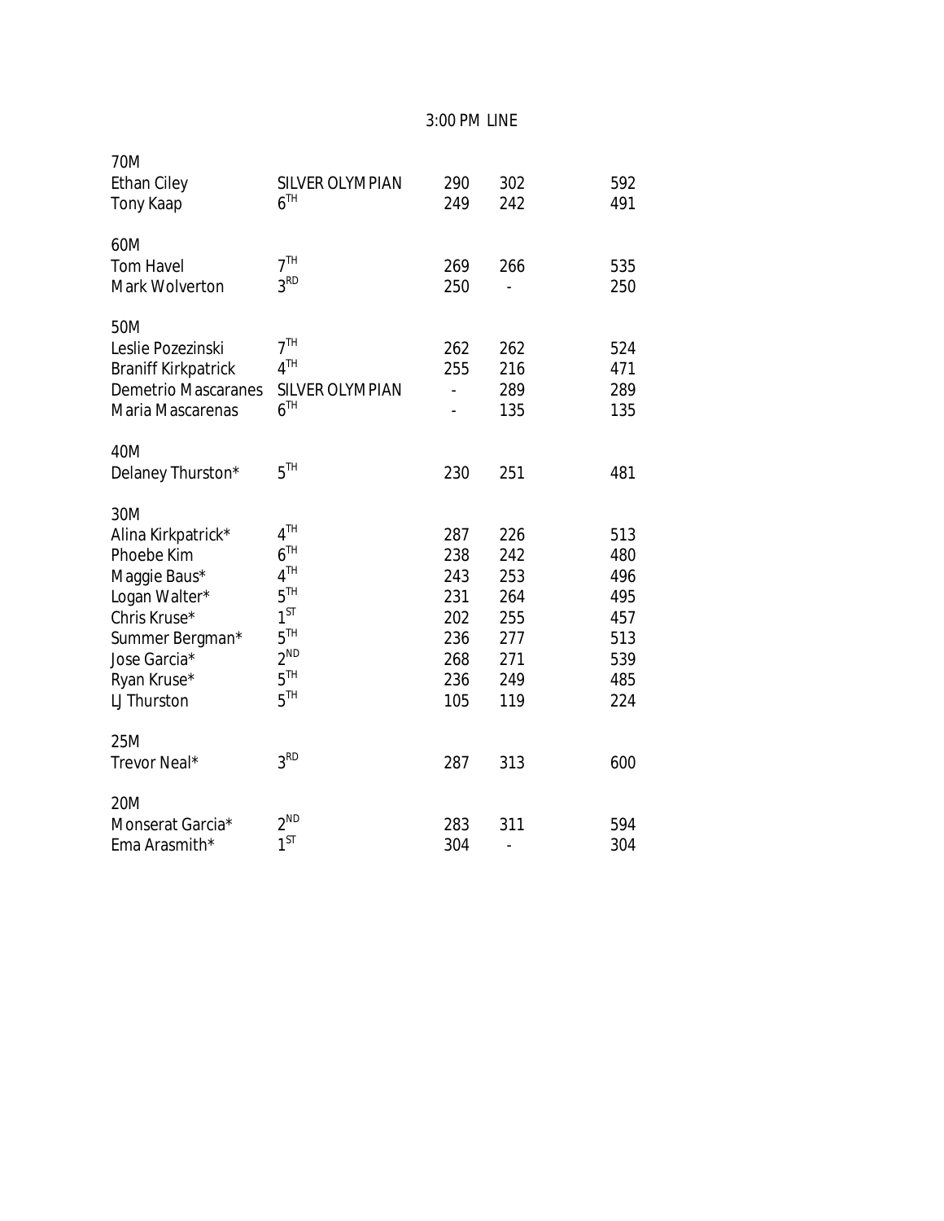3:00 PM LINE

| | | | | |
|---|---|---|---|---|
| 70M | | | | |
| Ethan Ciley | SILVER OLYMPIAN | 290 | 302 | 592 |
| Tony Kaap | 6TH | 249 | 242 | 491 |
| 60M | | | | |
| Tom Havel | 7TH | 269 | 266 | 535 |
| Mark Wolverton | 3RD | 250 | - | 250 |
| 50M | | | | |
| Leslie Pozezinski | 7TH | 262 | 262 | 524 |
| Braniff Kirkpatrick | 4TH | 255 | 216 | 471 |
| Demetrio Mascaranes | SILVER OLYMPIAN | - | 289 | 289 |
| Maria Mascarenas | 6TH | - | 135 | 135 |
| 40M | | | | |
| Delaney Thurston* | 5TH | 230 | 251 | 481 |
| 30M | | | | |
| Alina Kirkpatrick* | 4TH | 287 | 226 | 513 |
| Phoebe Kim | 6TH | 238 | 242 | 480 |
| Maggie Baus* | 4TH | 243 | 253 | 496 |
| Logan Walter* | 5TH | 231 | 264 | 495 |
| Chris Kruse* | 1ST | 202 | 255 | 457 |
| Summer Bergman* | 5TH | 236 | 277 | 513 |
| Jose Garcia* | 2ND | 268 | 271 | 539 |
| Ryan Kruse* | 5TH | 236 | 249 | 485 |
| LJ Thurston | 5TH | 105 | 119 | 224 |
| 25M | | | | |
| Trevor Neal* | 3RD | 287 | 313 | 600 |
| 20M | | | | |
| Monserat Garcia* | 2ND | 283 | 311 | 594 |
| Ema Arasmith* | 1ST | 304 | - | 304 |